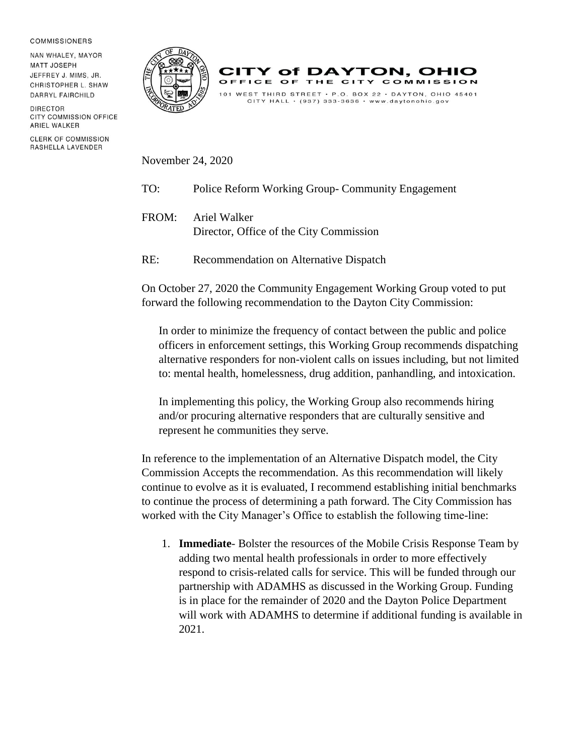COMMISSIONERS

NAN WHALEY, MAYOR
MATT JOSEPH
JEFFREY J. MIMS, JR.
CHRISTOPHER L. SHAW
DARRYL FAIRCHILD

DIRECTOR
CITY COMMISSION OFFICE
ARIEL WALKER

CLERK OF COMMISSION
RASHELLA LAVENDER

# CITY of DAYTON, OHIO

OFFICE OF THE CITY COMMISSION

101 WEST THIRD STREET • P.O. BOX 22 • DAYTON, OHIO 45401
CITY HALL • (937) 333-3636 • www.daytonohio.gov

November 24, 2020

TO: Police Reform Working Group- Community Engagement

FROM: Ariel Walker
Director, Office of the City Commission

RE: Recommendation on Alternative Dispatch

On October 27, 2020 the Community Engagement Working Group voted to put forward the following recommendation to the Dayton City Commission:

> In order to minimize the frequency of contact between the public and police officers in enforcement settings, this Working Group recommends dispatching alternative responders for non-violent calls on issues including, but not limited to: mental health, homelessness, drug addition, panhandling, and intoxication.
>
> In implementing this policy, the Working Group also recommends hiring and/or procuring alternative responders that are culturally sensitive and represent he communities they serve.

In reference to the implementation of an Alternative Dispatch model, the City Commission Accepts the recommendation. As this recommendation will likely continue to evolve as it is evaluated, I recommend establishing initial benchmarks to continue the process of determining a path forward. The City Commission has worked with the City Manager's Office to establish the following time-line:

1. **Immediate**- Bolster the resources of the Mobile Crisis Response Team by adding two mental health professionals in order to more effectively respond to crisis-related calls for service. This will be funded through our partnership with ADAMHS as discussed in the Working Group. Funding is in place for the remainder of 2020 and the Dayton Police Department will work with ADAMHS to determine if additional funding is available in 2021.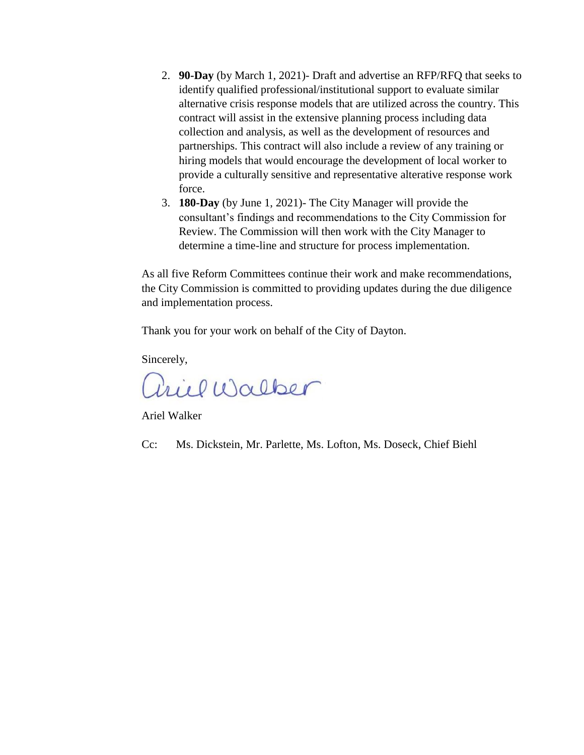2. **90-Day** (by March 1, 2021)- Draft and advertise an RFP/RFQ that seeks to identify qualified professional/institutional support to evaluate similar alternative crisis response models that are utilized across the country. This contract will assist in the extensive planning process including data collection and analysis, as well as the development of resources and partnerships. This contract will also include a review of any training or hiring models that would encourage the development of local worker to provide a culturally sensitive and representative alterative response work force.
3. **180-Day** (by June 1, 2021)- The City Manager will provide the consultant's findings and recommendations to the City Commission for Review. The Commission will then work with the City Manager to determine a time-line and structure for process implementation.

As all five Reform Committees continue their work and make recommendations, the City Commission is committed to providing updates during the due diligence and implementation process.

Thank you for your work on behalf of the City of Dayton.

Sincerely,

Ariel Walker

Ariel Walker

Cc: Ms. Dickstein, Mr. Parlette, Ms. Lofton, Ms. Doseck, Chief Biehl